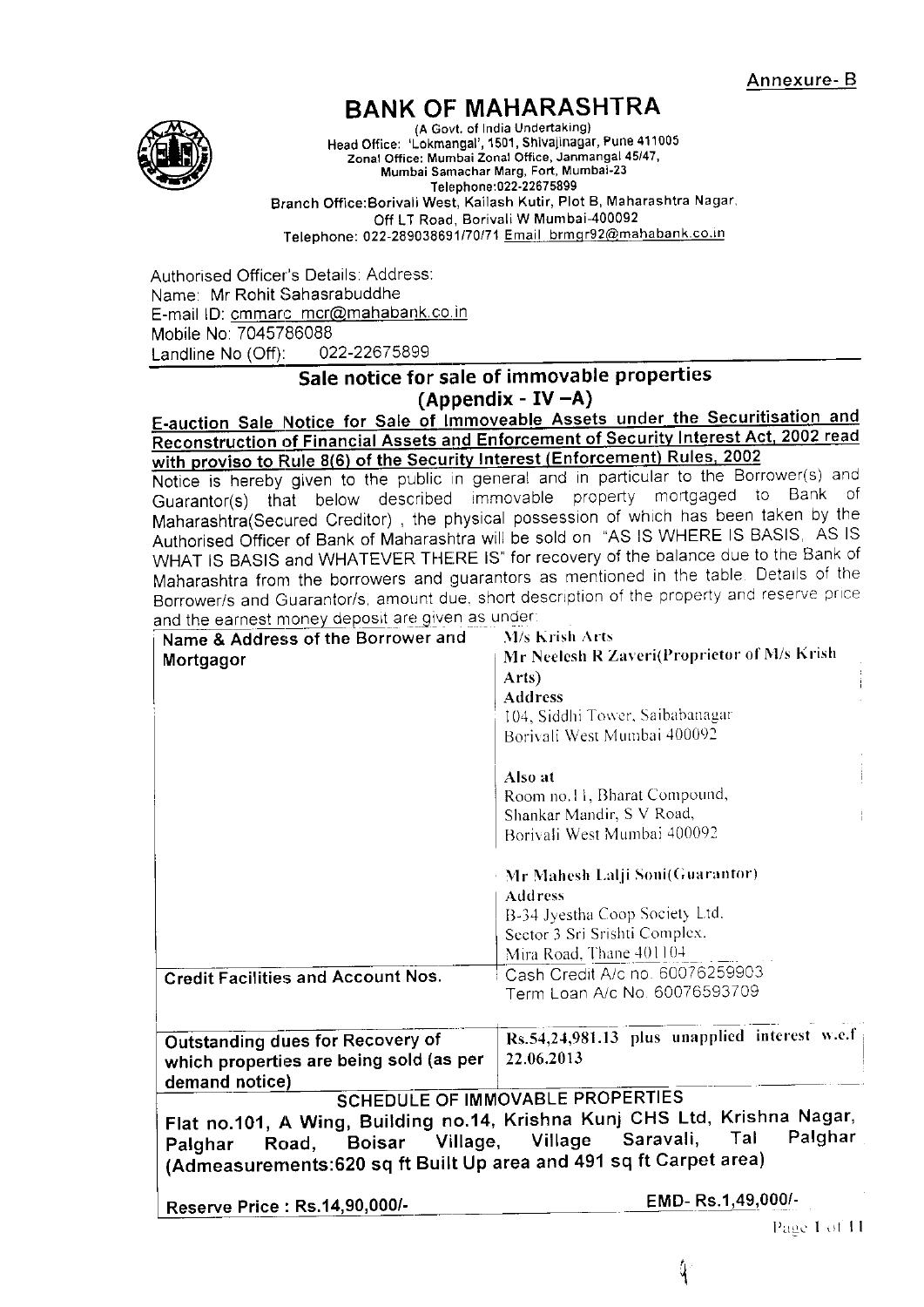Annexure- B

# BANK OF MAHARASHTRA

(A Govt. of India Undertaking)
Head Office: 'Lokmangal', 1501, Shivajinagar, Pune 411005
Zonal Office: Mumbai Zonal Office, Janmangal 45/47,
Mumbai Samachar Marg, Fort, Mumbai-23
Telephone:022-22675899
Branch Office:Borivali West, Kailash Kutir, Plot B, Maharashtra Nagar,
Off LT Road, Borivali W Mumbai-400092
Telephone: 022-289038691/70/71 Email brmgr92@mahabank.co.in

Authorised Officer's Details: Address:
Name: Mr Rohit Sahasrabuddhe
E-mail ID: cmmarc_mcr@mahabank.co.in
Mobile No: 7045786088
Landline No (Off): 022-22675899

## Sale notice for sale of immovable properties (Appendix - IV –A)

**E-auction Sale Notice for Sale of Immoveable Assets under the Securitisation and Reconstruction of Financial Assets and Enforcement of Security Interest Act, 2002 read with proviso to Rule 8(6) of the Security Interest (Enforcement) Rules, 2002**

Notice is hereby given to the public in general and in particular to the Borrower(s) and Guarantor(s) that below described immovable property mortgaged to Bank of Maharashtra(Secured Creditor) , the physical possession of which has been taken by the Authorised Officer of Bank of Maharashtra will be sold on "AS IS WHERE IS BASIS, AS IS WHAT IS BASIS and WHATEVER THERE IS" for recovery of the balance due to the Bank of Maharashtra from the borrowers and guarantors as mentioned in the table. Details of the Borrower/s and Guarantor/s, amount due, short description of the property and reserve price and the earnest money deposit are given as under:

| | |
|---|---|
| **Name & Address of the Borrower and Mortgagor** | M/s Krish Arts<br>**Mr Neelesh R Zaveri(Proprietor of M/s Krish Arts)**<br>**Address**<br>104, Siddhi Tower, Saibabanagar<br>Borivali West Mumbai 400092<br><br>**Also at**<br>Room no.11, Bharat Compound,<br>Shankar Mandir, S V Road,<br>Borivali West Mumbai 400092<br><br>**Mr Mahesh Lalji Soni(Guarantor)**<br>**Address**<br>B-34 Jyestha Coop Society Ltd.<br>Sector 3 Sri Srishti Complex.<br>Mira Road, Thane 401104 |
| **Credit Facilities and Account Nos.** | Cash Credit A/c no. 60076259903<br>Term Loan A/c No. 60076593709 |
| **Outstanding dues for Recovery of which properties are being sold (as per demand notice)** | **Rs.54,24,981.13 plus unapplied interest w.e.f 22.06.2013** |

**SCHEDULE OF IMMOVABLE PROPERTIES**

**Flat no.101, A Wing, Building no.14, Krishna Kunj CHS Ltd, Krishna Nagar, Palghar Road, Boisar Village, Village Saravali, Tal Palghar (Admeasurements:620 sq ft Built Up area and 491 sq ft Carpet area)**

| **Reserve Price : Rs.14,90,000/-** | **EMD- Rs.1,49,000/-** |
|---|---|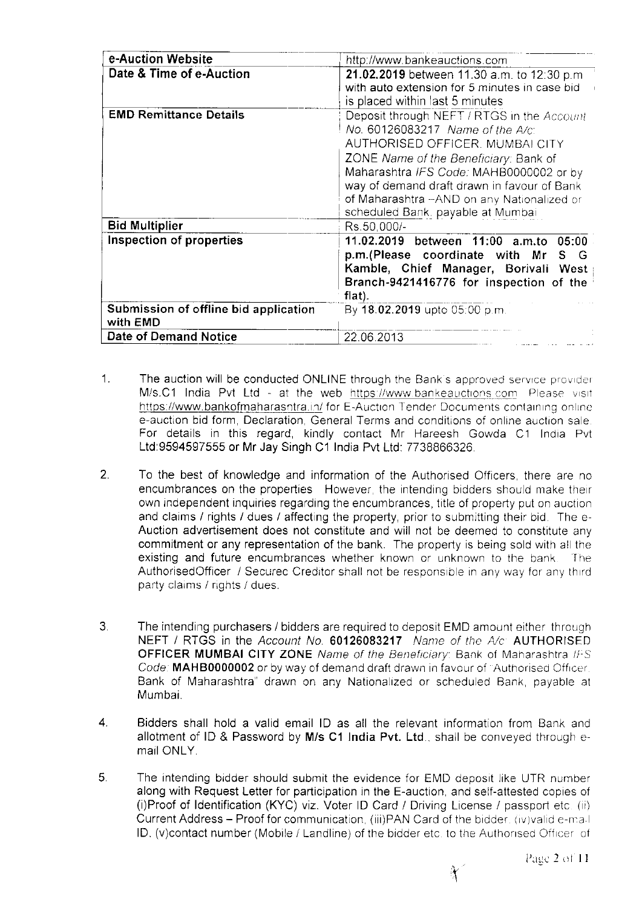| e-Auction Website | http://www.bankeauctions.com |
|---|---|
| **Date & Time of e-Auction** | **21.02.2019** between 11.30 a.m. to 12:30 p.m with auto extension for 5 minutes in case bid is placed within last 5 minutes |
| **EMD Remittance Details** | Deposit through NEFT / RTGS in the *Account No.* 60126083217 *Name of the A/c:* AUTHORISED OFFICER, MUMBAI CITY ZONE *Name of the Beneficiary:* Bank of Maharashtra *IFS Code:* MAHB0000002 or by way of demand draft drawn in favour of Bank of Maharashtra –AND on any Nationalized or scheduled Bank, payable at Mumbai |
| **Bid Multiplier** | Rs.50,000/- |
| **Inspection of properties** | **11.02.2019 between 11:00 a.m.to 05:00 p.m.(Please coordinate with Mr S G Kamble, Chief Manager, Borivali West Branch-9421416776 for inspection of the flat).** |
| **Submission of offline bid application with EMD** | By **18.02.2019** upto 05:00 p.m. |
| **Date of Demand Notice** | 22.06.2013 |

1. The auction will be conducted ONLINE through the Bank's approved service provider M/s.C1 India Pvt Ltd - at the web https://www.bankeauctions.com Please visit https://www.bankofmaharashtra.in/ for E-Auction Tender Documents containing online e-auction bid form, Declaration, General Terms and conditions of online auction sale. For details in this regard, kindly contact Mr Hareesh Gowda C1 India Pvt Ltd:9594597555 or Mr Jay Singh C1 India Pvt Ltd: 7738866326.

2. To the best of knowledge and information of the Authorised Officers, there are no encumbrances on the properties. However, the intending bidders should make their own independent inquiries regarding the encumbrances, title of property put on auction and claims / rights / dues / affecting the property, prior to submitting their bid. The e-Auction advertisement does not constitute and will not be deemed to constitute any commitment or any representation of the bank. The property is being sold with all the existing and future encumbrances whether known or unknown to the bank. The AuthorisedOfficer / Secured Creditor shall not be responsible in any way for any third party claims / rights / dues.

3. The intending purchasers / bidders are required to deposit EMD amount either through NEFT / RTGS in the *Account No.* **60126083217** *Name of the A/c:* **AUTHORISED OFFICER MUMBAI CITY ZONE** *Name of the Beneficiary:* Bank of Maharashtra *IFS Code:* **MAHB0000002** or by way of demand draft drawn in favour of "Authorised Officer, Bank of Maharashtra" drawn on any Nationalized or scheduled Bank, payable at Mumbai.

4. Bidders shall hold a valid email ID as all the relevant information from Bank and allotment of ID & Password by **M/s C1 India Pvt. Ltd.**, shall be conveyed through e-mail ONLY.

5. The intending bidder should submit the evidence for EMD deposit like UTR number along with Request Letter for participation in the E-auction, and self-attested copies of (i)Proof of Identification (KYC) viz. Voter ID Card / Driving License / passport etc. (ii) Current Address – Proof for communication, (iii)PAN Card of the bidder, (iv)valid e-mail ID, (v)contact number (Mobile / Landline) of the bidder etc. to the Authorised Officer of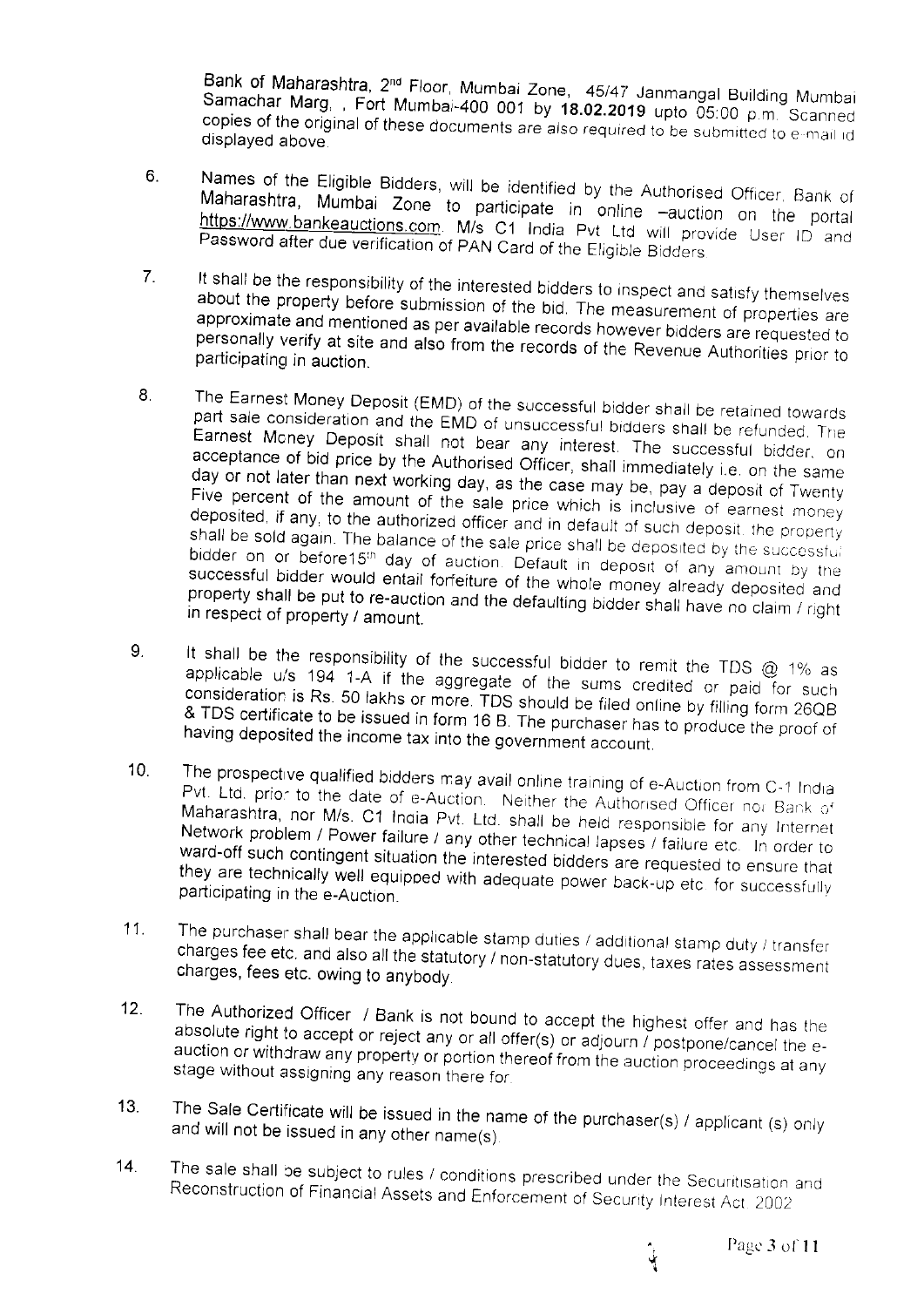Bank of Maharashtra, 2nd Floor, Mumbai Zone, 45/47 Janmangal Building Mumbai Samachar Marg, , Fort Mumbai-400 001 by **18.02.2019** upto 05:00 p.m. Scanned copies of the original of these documents are also required to be submitted to e-mail id displayed above.

6. Names of the Eligible Bidders, will be identified by the Authorised Officer, Bank of Maharashtra, Mumbai Zone to participate in online –auction on the portal https://www.bankeauctions.com. M/s C1 India Pvt Ltd will provide User ID and Password after due verification of PAN Card of the Eligible Bidders.

7. It shall be the responsibility of the interested bidders to inspect and satisfy themselves about the property before submission of the bid. The measurement of properties are approximate and mentioned as per available records however bidders are requested to personally verify at site and also from the records of the Revenue Authorities prior to participating in auction.

8. The Earnest Money Deposit (EMD) of the successful bidder shall be retained towards part sale consideration and the EMD of unsuccessful bidders shall be refunded. The Earnest Money Deposit shall not bear any interest. The successful bidder, on acceptance of bid price by the Authorised Officer, shall immediately i.e. on the same day or not later than next working day, as the case may be, pay a deposit of Twenty Five percent of the amount of the sale price which is inclusive of earnest money deposited, if any, to the authorized officer and in default of such deposit, the property shall be sold again. The balance of the sale price shall be deposited by the successful bidder on or before15th day of auction. Default in deposit of any amount by the successful bidder would entail forfeiture of the whole money already deposited and property shall be put to re-auction and the defaulting bidder shall have no claim / right in respect of property / amount.

9. It shall be the responsibility of the successful bidder to remit the TDS @ 1% as applicable u/s 194 1-A if the aggregate of the sums credited or paid for such consideration is Rs. 50 lakhs or more. TDS should be filed online by filling form 26QB & TDS certificate to be issued in form 16 B. The purchaser has to produce the proof of having deposited the income tax into the government account.

10. The prospective qualified bidders may avail online training of e-Auction from C-1 India Pvt. Ltd. prior to the date of e-Auction. Neither the Authorised Officer nor Bank of Maharashtra, nor M/s. C1 India Pvt. Ltd. shall be held responsible for any Internet Network problem / Power failure / any other technical lapses / failure etc. In order to ward-off such contingent situation the interested bidders are requested to ensure that they are technically well equipped with adequate power back-up etc. for successfully participating in the e-Auction.

11. The purchaser shall bear the applicable stamp duties / additional stamp duty / transfer charges fee etc. and also all the statutory / non-statutory dues, taxes rates assessment charges, fees etc. owing to anybody.

12. The Authorized Officer / Bank is not bound to accept the highest offer and has the absolute right to accept or reject any or all offer(s) or adjourn / postpone/cancel the e-auction or withdraw any property or portion thereof from the auction proceedings at any stage without assigning any reason there for.

13. The Sale Certificate will be issued in the name of the purchaser(s) / applicant (s) only and will not be issued in any other name(s).

14. The sale shall be subject to rules / conditions prescribed under the Securitisation and Reconstruction of Financial Assets and Enforcement of Security Interest Act 2002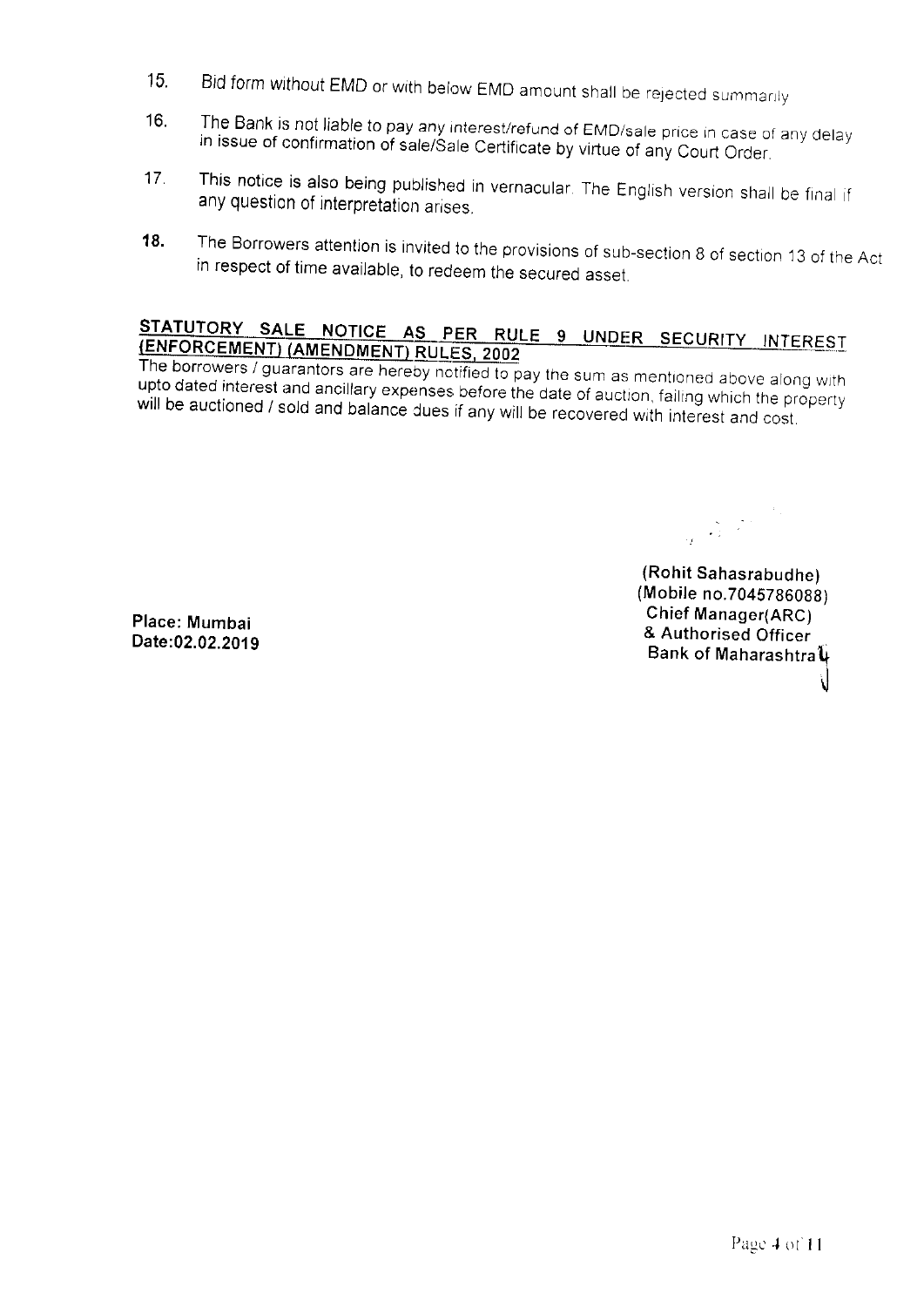15. Bid form without EMD or with below EMD amount shall be rejected summarily

16. The Bank is not liable to pay any interest/refund of EMD/sale price in case of any delay in issue of confirmation of sale/Sale Certificate by virtue of any Court Order.

17. This notice is also being published in vernacular. The English version shall be final if any question of interpretation arises.

18. The Borrowers attention is invited to the provisions of sub-section 8 of section 13 of the Act in respect of time available, to redeem the secured asset.

**STATUTORY SALE NOTICE AS PER RULE 9 UNDER SECURITY INTEREST (ENFORCEMENT) (AMENDMENT) RULES, 2002**

The borrowers / guarantors are hereby notified to pay the sum as mentioned above along with upto dated interest and ancillary expenses before the date of auction, failing which the property will be auctioned / sold and balance dues if any will be recovered with interest and cost.

**(Rohit Sahasrabudhe)**
**(Mobile no.7045786088)**
**Chief Manager(ARC)**
**& Authorised Officer**
**Bank of Maharashtra**

**Place: Mumbai**
**Date:02.02.2019**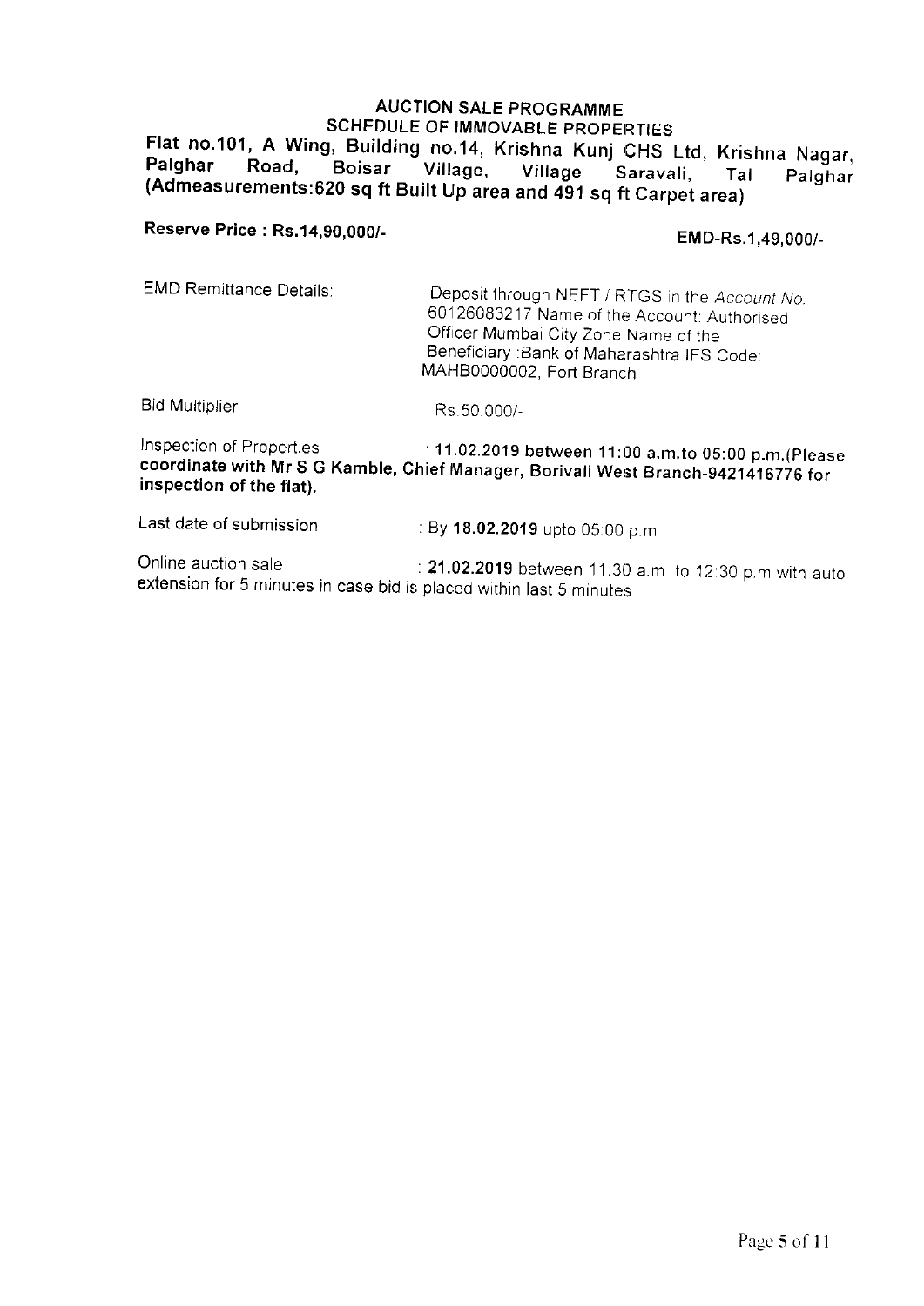## AUCTION SALE PROGRAMME

### SCHEDULE OF IMMOVABLE PROPERTIES

**Flat no.101, A Wing, Building no.14, Krishna Kunj CHS Ltd, Krishna Nagar, Palghar Road, Boisar Village, Village Saravali, Tal Palghar (Admeasurements:620 sq ft Built Up area and 491 sq ft Carpet area)**

**Reserve Price : Rs.14,90,000/-** **EMD-Rs.1,49,000/-**

| | |
|---|---|
| EMD Remittance Details: | Deposit through NEFT / RTGS in the *Account No.* 60126083217 Name of the Account: Authorised Officer Mumbai City Zone Name of the Beneficiary :Bank of Maharashtra IFS Code: MAHB0000002, Fort Branch |
| Bid Multiplier | : Rs.50,000/- |

Inspection of Properties : **11.02.2019 between 11:00 a.m.to 05:00 p.m.(Please coordinate with Mr S G Kamble, Chief Manager, Borivali West Branch-9421416776 for inspection of the flat).**

Last date of submission : By **18.02.2019** upto 05:00 p.m

Online auction sale : **21.02.2019** between 11.30 a.m. to 12:30 p.m with auto extension for 5 minutes in case bid is placed within last 5 minutes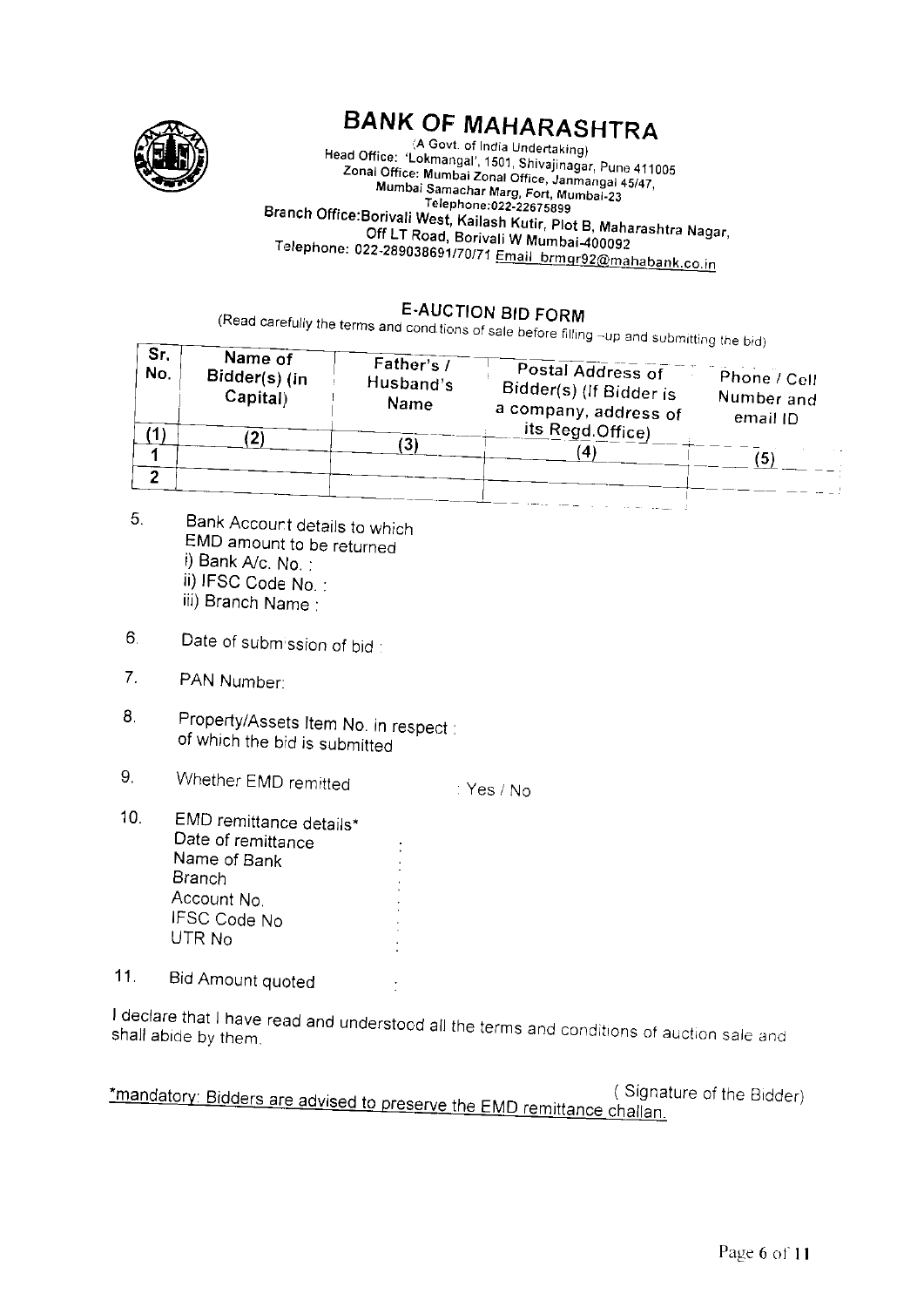# BANK OF MAHARASHTRA

(A Govt. of India Undertaking)
Head Office: 'Lokmangal', 1501, Shivajinagar, Pune 411005
Zonal Office: Mumbai Zonal Office, Janmangal 45/47,
Mumbai Samachar Marg, Fort, Mumbai-23
Telephone:022-22675899
Branch Office:Borivali West, Kailash Kutir, Plot B, Maharashtra Nagar,
Off LT Road, Borivali W Mumbai-400092
Telephone: 022-289038691/70/71 Email brmgr92@mahabank.co.in

## E-AUCTION BID FORM

(Read carefully the terms and conditions of sale before filling -up and submitting the bid)

| Sr. No. | Name of Bidder(s) (in Capital) | Father's / Husband's Name | Postal Address of Bidder(s) (If Bidder is a company, address of its Regd.Office) | Phone / Cell Number and email ID |
|---|---|---|---|---|
| (1) | (2) | (3) | (4) | (5) |
| 1 | | | | |
| 2 | | | | |

5. Bank Account details to which EMD amount to be returned
   i) Bank A/c. No. :
   ii) IFSC Code No. :
   iii) Branch Name :

6. Date of submission of bid :

7. PAN Number:

8. Property/Assets Item No. in respect of which the bid is submitted :

9. Whether EMD remitted : Yes / No

10. EMD remittance details*
    Date of remittance :
    Name of Bank :
    Branch :
    Account No. :
    IFSC Code No :
    UTR No :

11. Bid Amount quoted :

I declare that I have read and understood all the terms and conditions of auction sale and shall abide by them.

( Signature of the Bidder)

*mandatory: Bidders are advised to preserve the EMD remittance challan.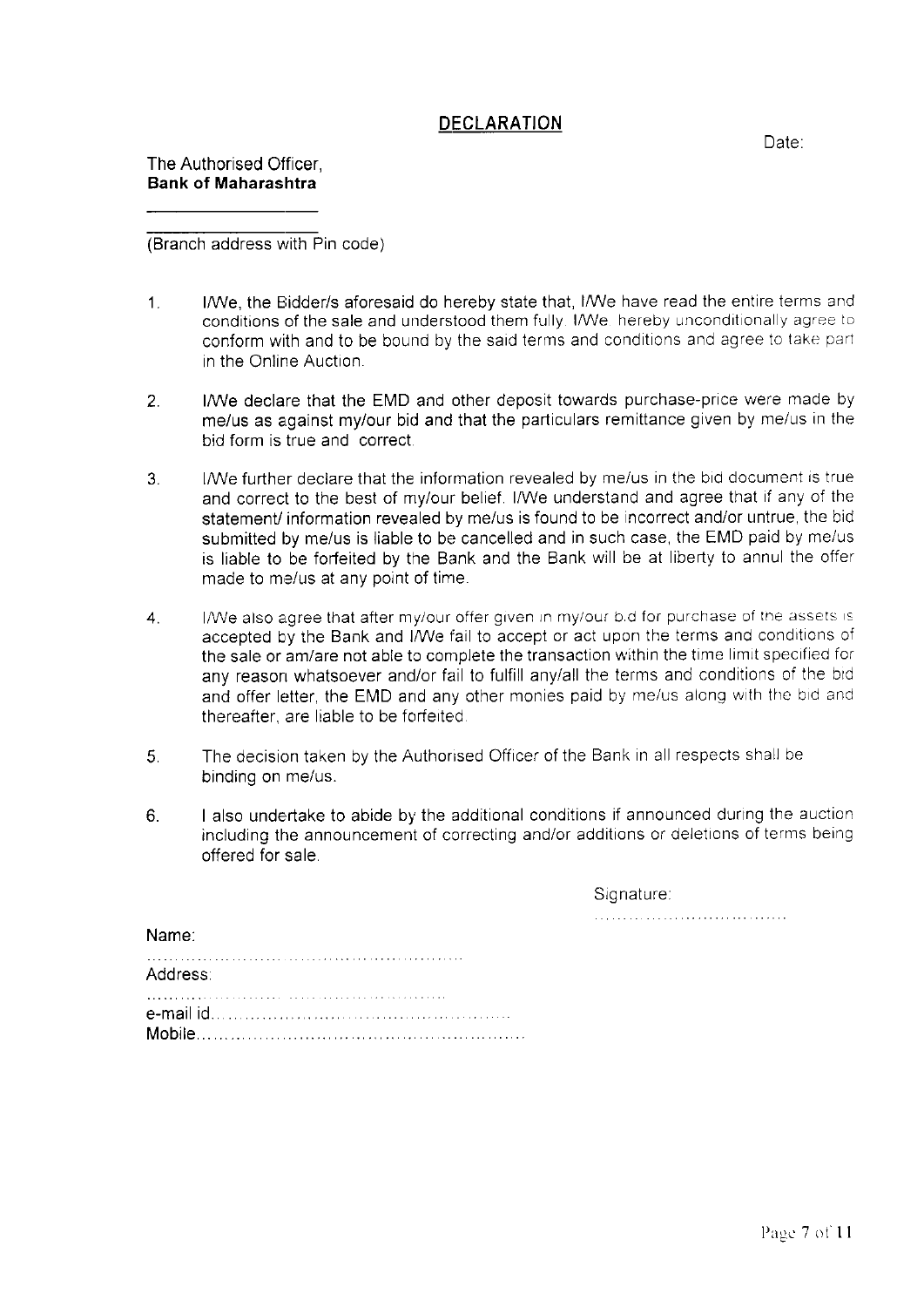## DECLARATION

Date:

The Authorised Officer,
**Bank of Maharashtra**

\_\_\_\_\_\_\_\_\_\_\_\_\_\_\_\_\_\_

\_\_\_\_\_\_\_\_\_\_\_\_\_\_\_\_\_\_
(Branch address with Pin code)

1. I/We, the Bidder/s aforesaid do hereby state that, I/We have read the entire terms and conditions of the sale and understood them fully. I/We hereby unconditionally agree to conform with and to be bound by the said terms and conditions and agree to take part in the Online Auction.

2. I/We declare that the EMD and other deposit towards purchase-price were made by me/us as against my/our bid and that the particulars remittance given by me/us in the bid form is true and correct.

3. I/We further declare that the information revealed by me/us in the bid document is true and correct to the best of my/our belief. I/We understand and agree that if any of the statement/ information revealed by me/us is found to be incorrect and/or untrue, the bid submitted by me/us is liable to be cancelled and in such case, the EMD paid by me/us is liable to be forfeited by the Bank and the Bank will be at liberty to annul the offer made to me/us at any point of time.

4. I/We also agree that after my/our offer given in my/our bid for purchase of the assets is accepted by the Bank and I/We fail to accept or act upon the terms and conditions of the sale or am/are not able to complete the transaction within the time limit specified for any reason whatsoever and/or fail to fulfill any/all the terms and conditions of the bid and offer letter, the EMD and any other monies paid by me/us along with the bid and thereafter, are liable to be forfeited.

5. The decision taken by the Authorised Officer of the Bank in all respects shall be binding on me/us.

6. I also undertake to abide by the additional conditions if announced during the auction including the announcement of correcting and/or additions or deletions of terms being offered for sale.

Signature: ................................

Name: ..........................................................

Address: ..........................................................

e-mail id..........................................................

Mobile..........................................................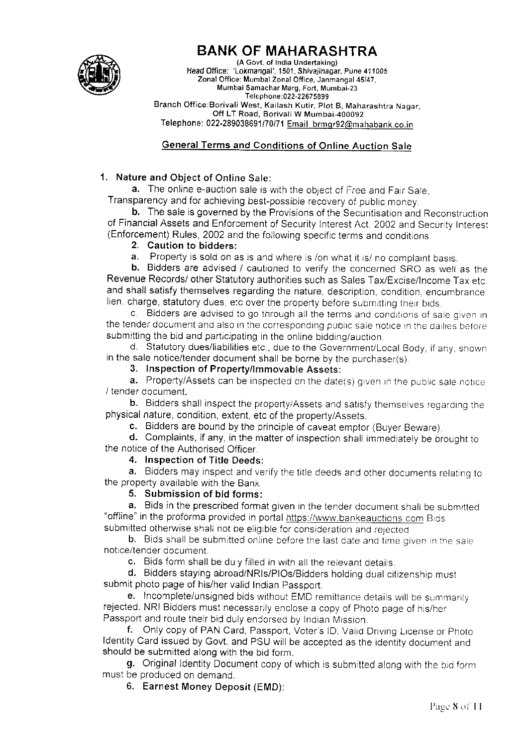# BANK OF MAHARASHTRA

(A Govt. of India Undertaking)
Head Office: 'Lokmangal', 1501, Shivajinagar, Pune 411005
Zonal Office: Mumbai Zonal Office, Janmangal 45/47,
Mumbai Samachar Marg, Fort, Mumbai-23
Telephone:022-22675899
Branch Office:Borivali West, Kailash Kutir, Plot B, Maharashtra Nagar,
Off LT Road, Borivali W Mumbai-400092
Telephone: 022-289038691/70/71 Email brmgr92@mahabank.co.in

## General Terms and Conditions of Online Auction Sale

1. **Nature and Object of Online Sale:**

   **a.** The online e-auction sale is with the object of Free and Fair Sale, Transparency and for achieving best-possible recovery of public money.

   **b.** The sale is governed by the Provisions of the Securitisation and Reconstruction of Financial Assets and Enforcement of Security Interest Act, 2002 and Security Interest (Enforcement) Rules, 2002 and the following specific terms and conditions.

2. **Caution to bidders:**

   **a.** Property is sold on as is and where is /on what it is/ no complaint basis.

   **b.** Bidders are advised / cautioned to verify the concerned SRO as well as the Revenue Records/ other Statutory authorities such as Sales Tax/Excise/Income Tax etc. and shall satisfy themselves regarding the nature, description, condition, encumbrance, lien, charge, statutory dues, etc over the property before submitting their bids.

   c. Bidders are advised to go through all the terms and conditions of sale given in the tender document and also in the corresponding public sale notice in the dailies before submitting the bid and participating in the online bidding/auction.

   d. Statutory dues/liabilities etc., due to the Government/Local Body, if any, shown in the sale notice/tender document shall be borne by the purchaser(s).

3. **Inspection of Property/Immovable Assets:**

   **a.** Property/Assets can be inspected on the date(s) given in the public sale notice / tender document.

   **b.** Bidders shall inspect the property/Assets and satisfy themselves regarding the physical nature, condition, extent, etc of the property/Assets.

   **c.** Bidders are bound by the principle of caveat emptor (Buyer Beware).

   **d.** Complaints, if any, in the matter of inspection shall immediately be brought to the notice of the Authorised Officer.

4. **Inspection of Title Deeds:**

   **a.** Bidders may inspect and verify the title deeds and other documents relating to the property available with the Bank.

5. **Submission of bid forms:**

   **a.** Bids in the prescribed format given in the tender document shall be submitted "offline" in the proforma provided in portal https://www.bankeauctions.com Bids submitted otherwise shall not be eligible for consideration and rejected.

   **b.** Bids shall be submitted online before the last date and time given in the sale notice/tender document.

   **c.** Bids form shall be duly filled in with all the relevant details.

   **d.** Bidders staying abroad/NRIs/PIOs/Bidders holding dual citizenship must submit photo page of his/her valid Indian Passport.

   **e.** Incomplete/unsigned bids without EMD remittance details will be summarily rejected. NRI Bidders must necessarily enclose a copy of Photo page of his/her Passport and route their bid duly endorsed by Indian Mission.

   **f.** Only copy of PAN Card, Passport, Voter's ID, Valid Driving License or Photo Identity Card issued by Govt. and PSU will be accepted as the identity document and should be submitted along with the bid form.

   **g.** Original Identity Document copy of which is submitted along with the bid form must be produced on demand.

6. **Earnest Money Deposit (EMD):**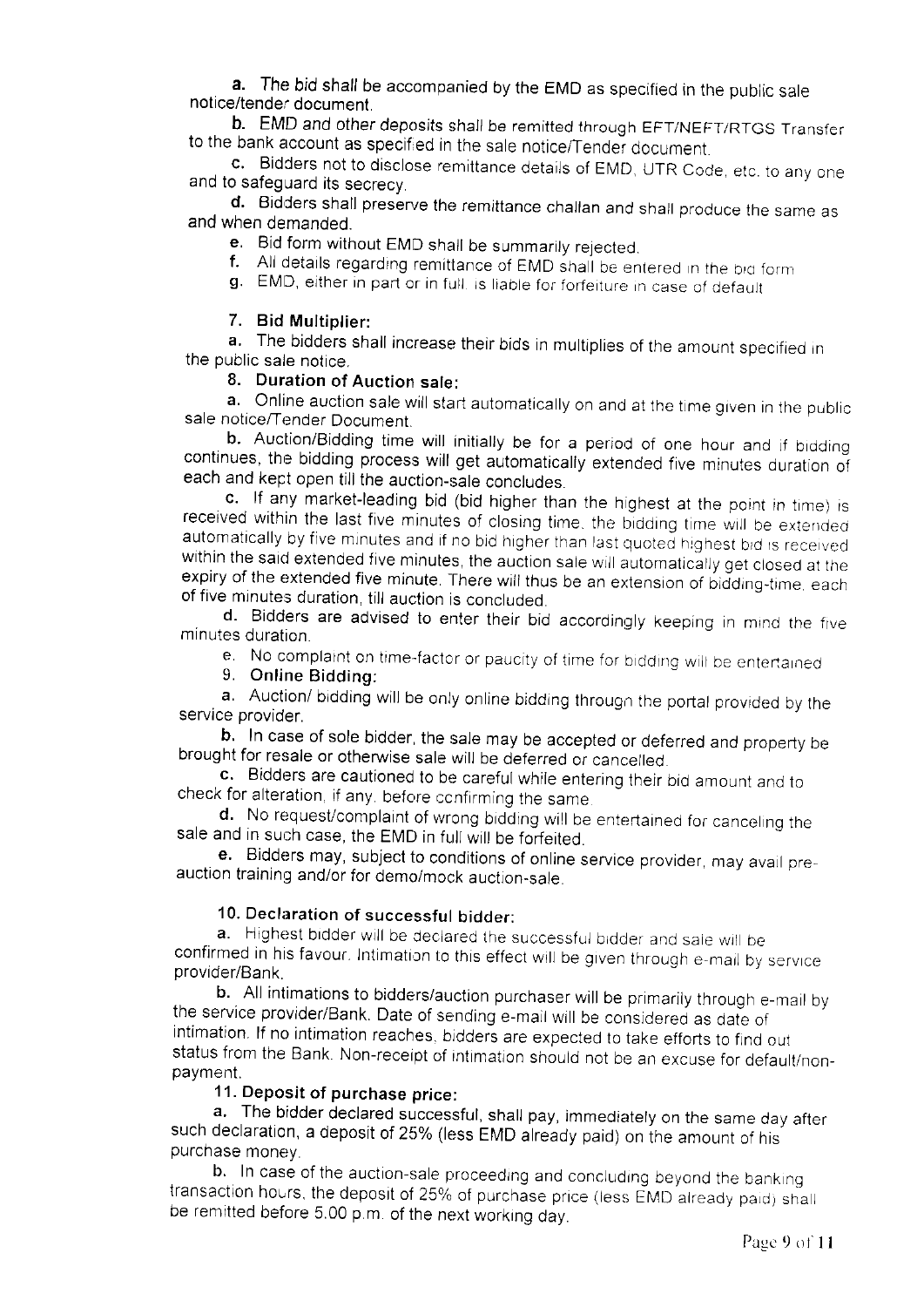**a.** The bid shall be accompanied by the EMD as specified in the public sale notice/tender document.

**b.** EMD and other deposits shall be remitted through EFT/NEFT/RTGS Transfer to the bank account as specified in the sale notice/Tender document.

**c.** Bidders not to disclose remittance details of EMD, UTR Code, etc. to any one and to safeguard its secrecy.

**d.** Bidders shall preserve the remittance challan and shall produce the same as and when demanded.

**e.** Bid form without EMD shall be summarily rejected.

**f.** All details regarding remittance of EMD shall be entered in the bid form.

**g.** EMD, either in part or in full, is liable for forfeiture in case of default.

**7. Bid Multiplier:**

**a.** The bidders shall increase their bids in multiplies of the amount specified in the public sale notice.

**8. Duration of Auction sale:**

**a.** Online auction sale will start automatically on and at the time given in the public sale notice/Tender Document.

**b.** Auction/Bidding time will initially be for a period of one hour and if bidding continues, the bidding process will get automatically extended five minutes duration of each and kept open till the auction-sale concludes.

**c.** If any market-leading bid (bid higher than the highest at the point in time) is received within the last five minutes of closing time, the bidding time will be extended automatically by five minutes and if no bid higher than last quoted highest bid is received within the said extended five minutes, the auction sale will automatically get closed at the expiry of the extended five minute. There will thus be an extension of bidding-time, each of five minutes duration, till auction is concluded.

**d.** Bidders are advised to enter their bid accordingly keeping in mind the five minutes duration.

e. No complaint on time-factor or paucity of time for bidding will be entertained.

**9. Online Bidding:**

**a.** Auction/ bidding will be only online bidding through the portal provided by the service provider.

**b.** In case of sole bidder, the sale may be accepted or deferred and property be brought for resale or otherwise sale will be deferred or cancelled.

**c.** Bidders are cautioned to be careful while entering their bid amount and to check for alteration, if any, before confirming the same.

**d.** No request/complaint of wrong bidding will be entertained for canceling the sale and in such case, the EMD in full will be forfeited.

**e.** Bidders may, subject to conditions of online service provider, may avail pre-auction training and/or for demo/mock auction-sale.

**10. Declaration of successful bidder:**

**a.** Highest bidder will be declared the successful bidder and sale will be confirmed in his favour. Intimation to this effect will be given through e-mail by service provider/Bank.

**b.** All intimations to bidders/auction purchaser will be primarily through e-mail by the service provider/Bank. Date of sending e-mail will be considered as date of intimation. If no intimation reaches, bidders are expected to take efforts to find out status from the Bank. Non-receipt of intimation should not be an excuse for default/non-payment.

**11. Deposit of purchase price:**

**a.** The bidder declared successful, shall pay, immediately on the same day after such declaration, a deposit of 25% (less EMD already paid) on the amount of his purchase money.

**b.** In case of the auction-sale proceeding and concluding beyond the banking transaction hours, the deposit of 25% of purchase price (less EMD already paid) shall be remitted before 5.00 p.m. of the next working day.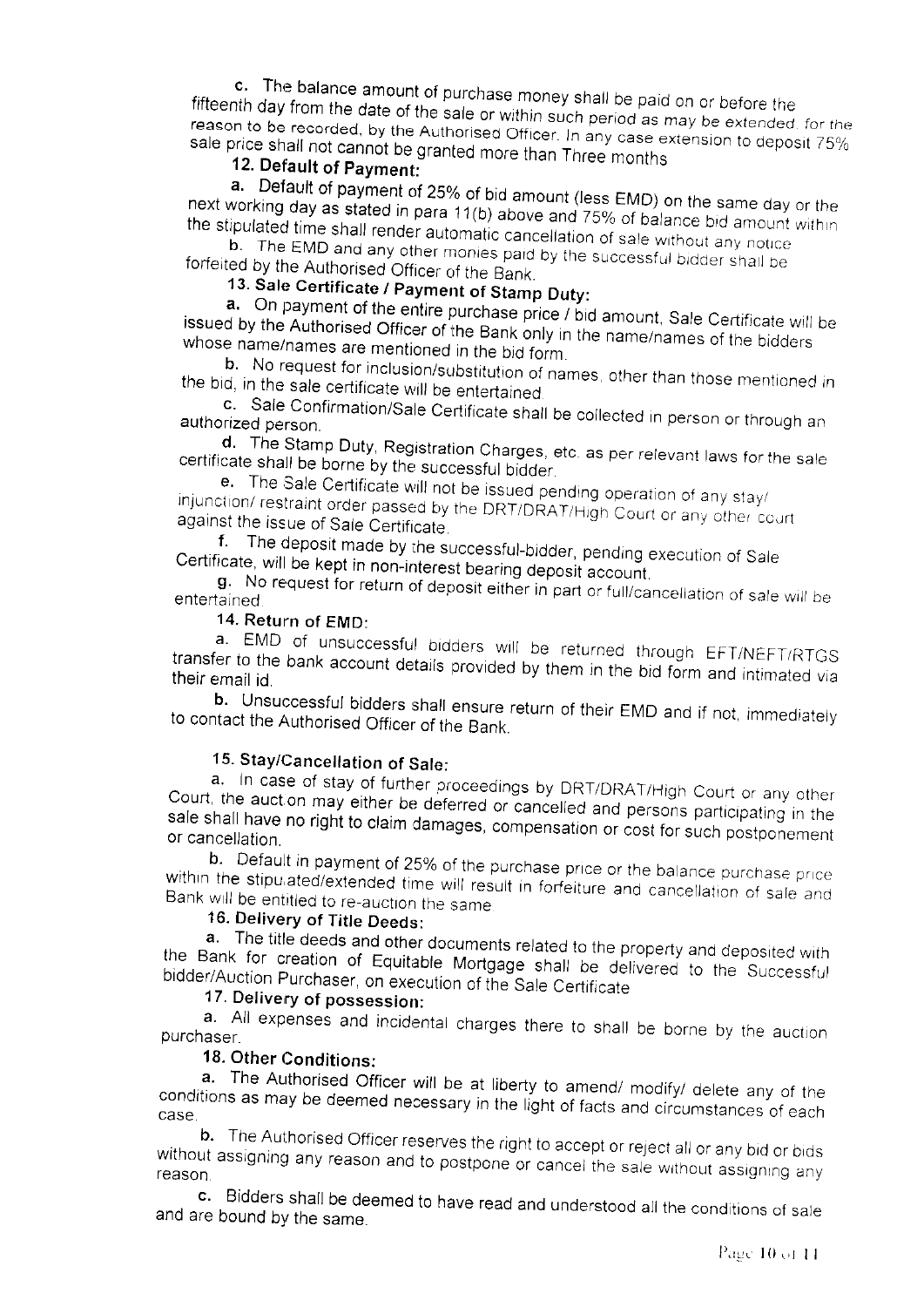c. The balance amount of purchase money shall be paid on or before the fifteenth day from the date of the sale or within such period as may be extended for the reason to be recorded, by the Authorised Officer. In any case extension to deposit 75% sale price shall not cannot be granted more than Three months

**12. Default of Payment:**

a. Default of payment of 25% of bid amount (less EMD) on the same day or the next working day as stated in para 11(b) above and 75% of balance bid amount within the stipulated time shall render automatic cancellation of sale without any notice

b. The EMD and any other monies paid by the successful bidder shall be forfeited by the Authorised Officer of the Bank.

**13. Sale Certificate / Payment of Stamp Duty:**

a. On payment of the entire purchase price / bid amount, Sale Certificate will be issued by the Authorised Officer of the Bank only in the name/names of the bidders whose name/names are mentioned in the bid form.

b. No request for inclusion/substitution of names, other than those mentioned in the bid, in the sale certificate will be entertained.

c. Sale Confirmation/Sale Certificate shall be collected in person or through an authorized person.

d. The Stamp Duty, Registration Charges, etc. as per relevant laws for the sale certificate shall be borne by the successful bidder.

e. The Sale Certificate will not be issued pending operation of any stay/ injunction/ restraint order passed by the DRT/DRAT/High Court or any other court against the issue of Sale Certificate.

f. The deposit made by the successful-bidder, pending execution of Sale Certificate, will be kept in non-interest bearing deposit account.

g. No request for return of deposit either in part or full/cancellation of sale will be entertained.

**14. Return of EMD:**

a. EMD of unsuccessful bidders will be returned through EFT/NEFT/RTGS transfer to the bank account details provided by them in the bid form and intimated via their email id.

b. Unsuccessful bidders shall ensure return of their EMD and if not, immediately to contact the Authorised Officer of the Bank.

**15. Stay/Cancellation of Sale:**

a. In case of stay of further proceedings by DRT/DRAT/High Court or any other Court, the auction may either be deferred or cancelled and persons participating in the sale shall have no right to claim damages, compensation or cost for such postponement or cancellation.

b. Default in payment of 25% of the purchase price or the balance purchase price within the stipulated/extended time will result in forfeiture and cancellation of sale and Bank will be entitled to re-auction the same

**16. Delivery of Title Deeds:**

a. The title deeds and other documents related to the property and deposited with the Bank for creation of Equitable Mortgage shall be delivered to the Successful bidder/Auction Purchaser, on execution of the Sale Certificate

**17. Delivery of possession:**

a. All expenses and incidental charges there to shall be borne by the auction purchaser.

**18. Other Conditions:**

a. The Authorised Officer will be at liberty to amend/ modify/ delete any of the conditions as may be deemed necessary in the light of facts and circumstances of each case.

b. The Authorised Officer reserves the right to accept or reject all or any bid or bids without assigning any reason and to postpone or cancel the sale without assigning any reason.

c. Bidders shall be deemed to have read and understood all the conditions of sale and are bound by the same.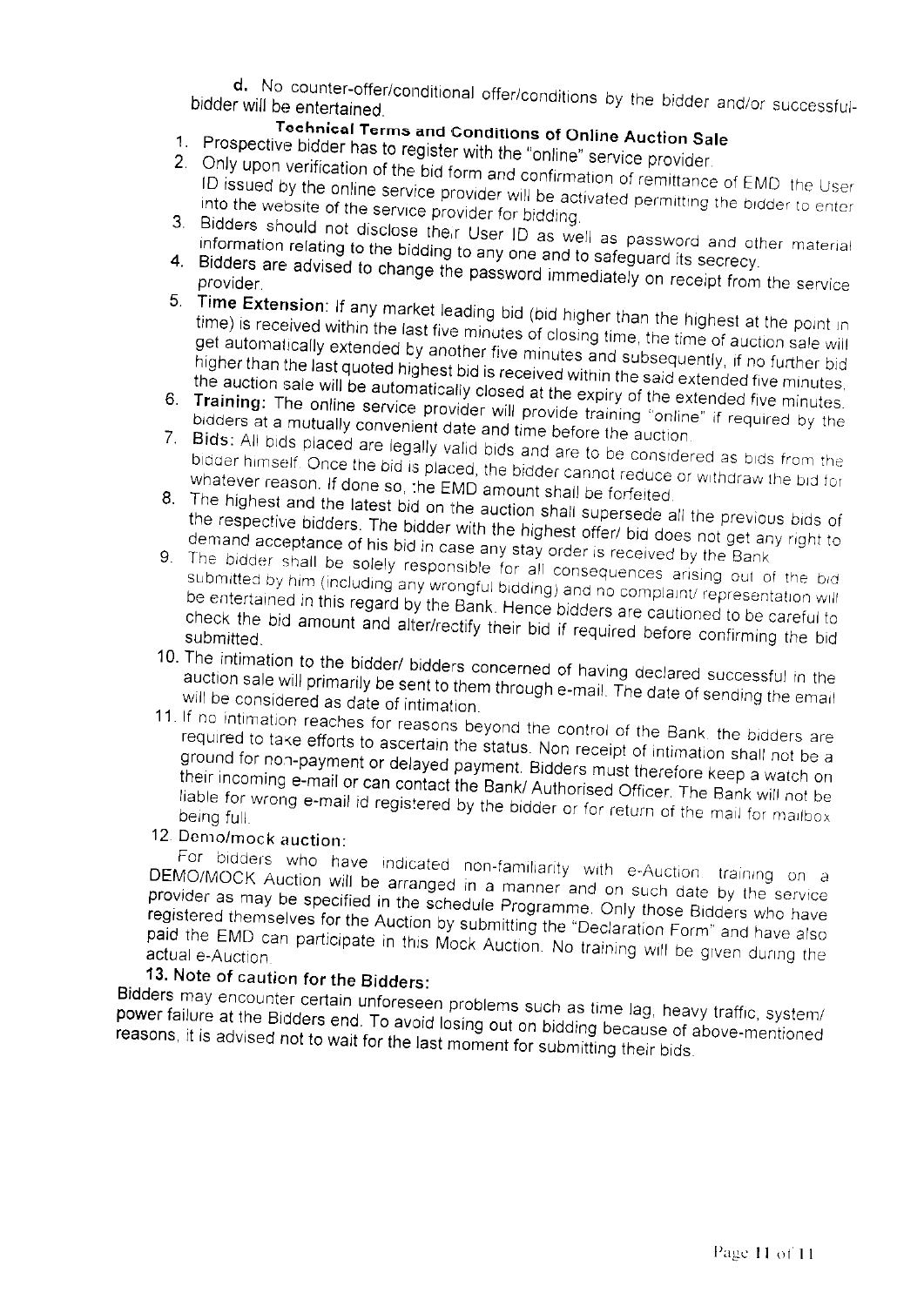d. No counter-offer/conditional offer/conditions by the bidder and/or successful-bidder will be entertained.

### Technical Terms and Conditions of Online Auction Sale

1. Prospective bidder has to register with the "online" service provider.
2. Only upon verification of the bid form and confirmation of remittance of EMD the User ID issued by the online service provider will be activated permitting the bidder to enter into the website of the service provider for bidding.
3. Bidders should not disclose their User ID as well as password and other material information relating to the bidding to any one and to safeguard its secrecy.
4. Bidders are advised to change the password immediately on receipt from the service provider.
5. **Time Extension:** If any market leading bid (bid higher than the highest at the point in time) is received within the last five minutes of closing time, the time of auction sale will get automatically extended by another five minutes and subsequently, if no further bid higher than the last quoted highest bid is received within the said extended five minutes, the auction sale will be automatically closed at the expiry of the extended five minutes.
6. **Training:** The online service provider will provide training "online" if required by the bidders at a mutually convenient date and time before the auction.
7. **Bids:** All bids placed are legally valid bids and are to be considered as bids from the bidder himself. Once the bid is placed, the bidder cannot reduce or withdraw the bid for whatever reason. If done so, the EMD amount shall be forfeited.
8. The highest and the latest bid on the auction shall supersede all the previous bids of the respective bidders. The bidder with the highest offer/ bid does not get any right to demand acceptance of his bid in case any stay order is received by the Bank.
9. The bidder shall be solely responsible for all consequences arising out of the bid submitted by him (including any wrongful bidding) and no complaint/ representation will be entertained in this regard by the Bank. Hence bidders are cautioned to be careful to check the bid amount and alter/rectify their bid if required before confirming the bid submitted.
10. The intimation to the bidder/ bidders concerned of having declared successful in the auction sale will primarily be sent to them through e-mail. The date of sending the email will be considered as date of intimation.
11. If no intimation reaches for reasons beyond the control of the Bank, the bidders are required to take efforts to ascertain the status. Non receipt of intimation shall not be a ground for non-payment or delayed payment. Bidders must therefore keep a watch on their incoming e-mail or can contact the Bank/ Authorised Officer. The Bank will not be liable for wrong e-mail id registered by the bidder or for return of the mail for mailbox being full.
12. **Demo/mock auction:**

    For bidders who have indicated non-familiarity with e-Auction, training on a DEMO/MOCK Auction will be arranged in a manner and on such date by the service provider as may be specified in the schedule Programme. Only those Bidders who have registered themselves for the Auction by submitting the "Declaration Form" and have also paid the EMD can participate in this Mock Auction. No training will be given during the actual e-Auction.

13. **Note of caution for the Bidders:**

Bidders may encounter certain unforeseen problems such as time lag, heavy traffic, system/ power failure at the Bidders end. To avoid losing out on bidding because of above-mentioned reasons, it is advised not to wait for the last moment for submitting their bids.